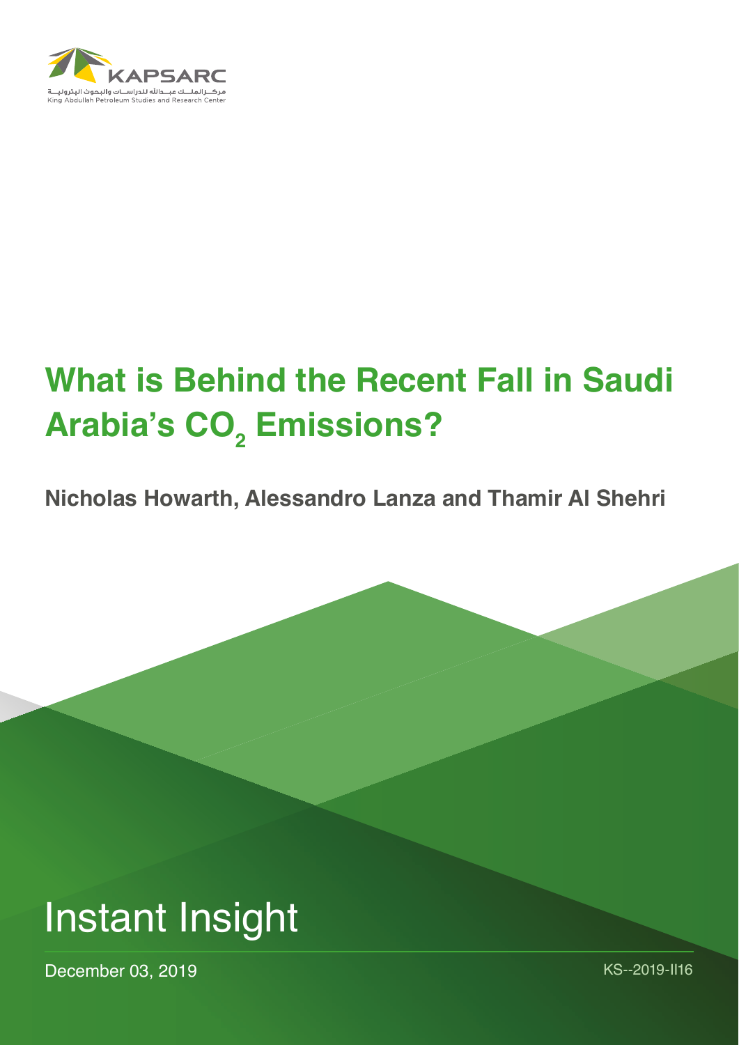KAPSARC

مركز الملك عبدالله للدراسات والبحوث البترولية

King Abdullah Petroleum Studies and Research Center

# What is Behind the Recent Fall in Saudi Arabia's $CO_2$ Emissions?

**Nicholas Howarth, Alessandro Lanza and Thamir Al Shehri**

Instant Insight

December 03, 2019

KS--2019-II16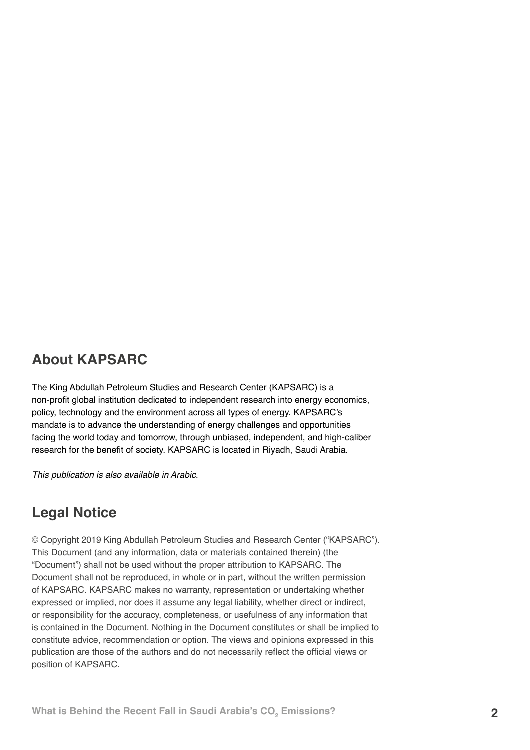## About KAPSARC

The King Abdullah Petroleum Studies and Research Center (KAPSARC) is a non-profit global institution dedicated to independent research into energy economics, policy, technology and the environment across all types of energy. KAPSARC's mandate is to advance the understanding of energy challenges and opportunities facing the world today and tomorrow, through unbiased, independent, and high-caliber research for the benefit of society. KAPSARC is located in Riyadh, Saudi Arabia.

*This publication is also available in Arabic.*

## Legal Notice

© Copyright 2019 King Abdullah Petroleum Studies and Research Center ("KAPSARC"). This Document (and any information, data or materials contained therein) (the "Document") shall not be used without the proper attribution to KAPSARC. The Document shall not be reproduced, in whole or in part, without the written permission of KAPSARC. KAPSARC makes no warranty, representation or undertaking whether expressed or implied, nor does it assume any legal liability, whether direct or indirect, or responsibility for the accuracy, completeness, or usefulness of any information that is contained in the Document. Nothing in the Document constitutes or shall be implied to constitute advice, recommendation or option. The views and opinions expressed in this publication are those of the authors and do not necessarily reflect the official views or position of KAPSARC.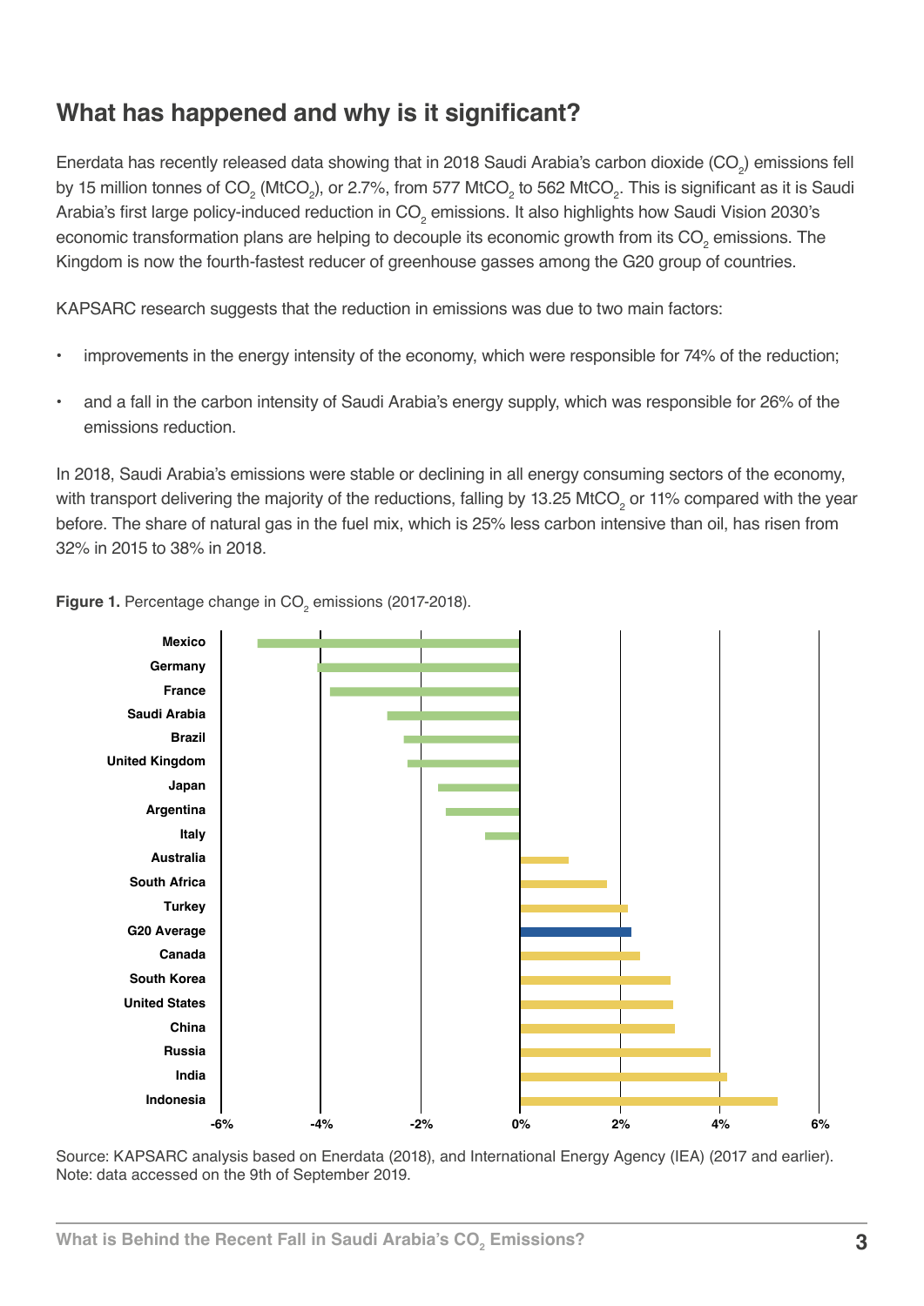## What has happened and why is it significant?

Enerdata has recently released data showing that in 2018 Saudi Arabia's carbon dioxide ($CO_2$) emissions fell by 15 million tonnes of $CO_2$ ($MtCO_2$), or 2.7%, from 577 $MtCO_2$ to 562 $MtCO_2$. This is significant as it is Saudi Arabia's first large policy-induced reduction in $CO_2$ emissions. It also highlights how Saudi Vision 2030's economic transformation plans are helping to decouple its economic growth from its $CO_2$ emissions. The Kingdom is now the fourth-fastest reducer of greenhouse gasses among the G20 group of countries.

KAPSARC research suggests that the reduction in emissions was due to two main factors:

- improvements in the energy intensity of the economy, which were responsible for 74% of the reduction;
- and a fall in the carbon intensity of Saudi Arabia's energy supply, which was responsible for 26% of the emissions reduction.

In 2018, Saudi Arabia's emissions were stable or declining in all energy consuming sectors of the economy, with transport delivering the majority of the reductions, falling by 13.25 $MtCO_2$ or 11% compared with the year before. The share of natural gas in the fuel mix, which is 25% less carbon intensive than oil, has risen from 32% in 2015 to 38% in 2018.

**Figure 1.** Percentage change in $CO_2$ emissions (2017-2018).

Source: KAPSARC analysis based on Enerdata (2018), and International Energy Agency (IEA) (2017 and earlier).
Note: data accessed on the 9th of September 2019.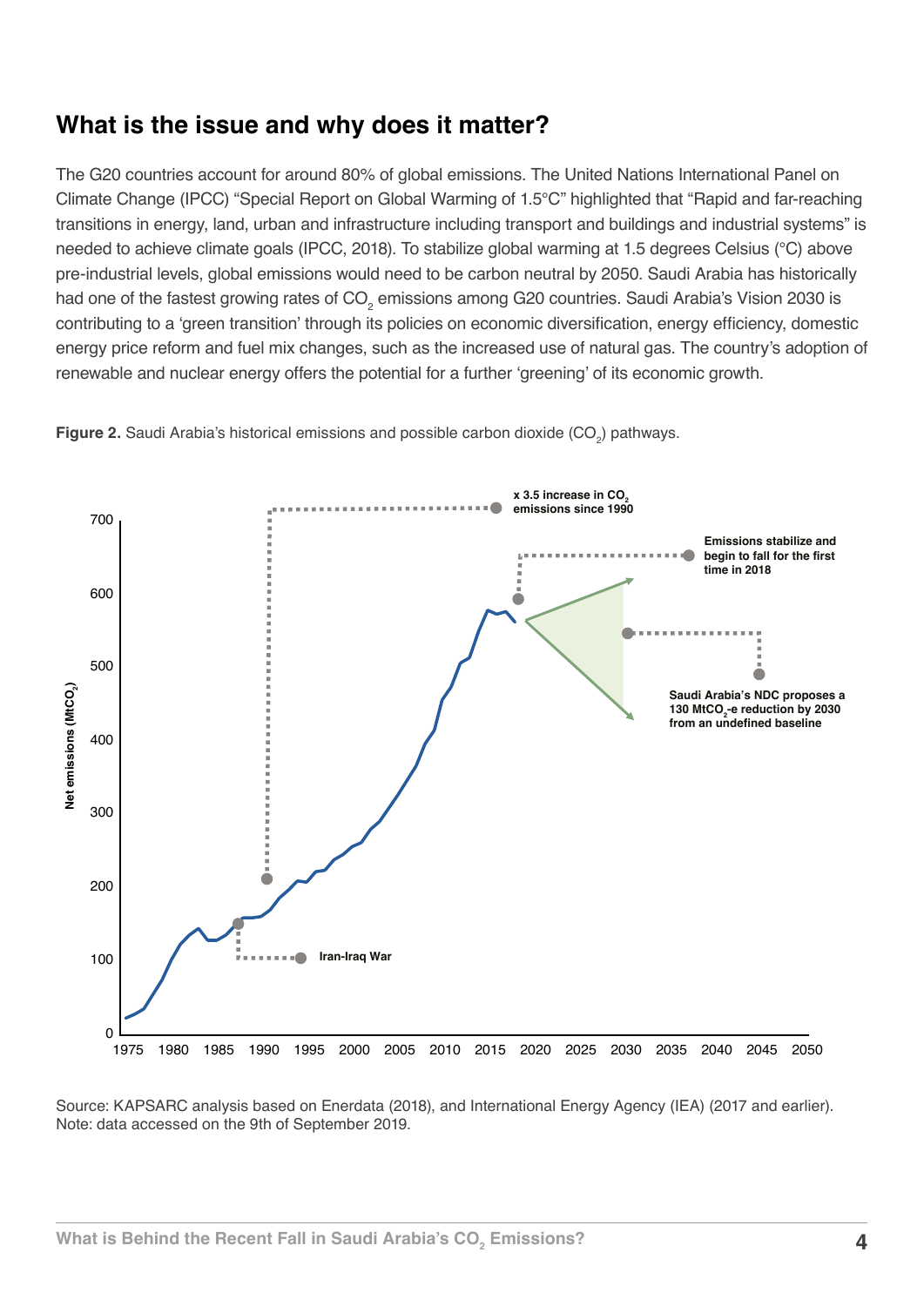## What is the issue and why does it matter?

The G20 countries account for around 80% of global emissions. The United Nations International Panel on Climate Change (IPCC) “Special Report on Global Warming of 1.5°C” highlighted that “Rapid and far-reaching transitions in energy, land, urban and infrastructure including transport and buildings and industrial systems” is needed to achieve climate goals (IPCC, 2018). To stabilize global warming at 1.5 degrees Celsius (°C) above pre-industrial levels, global emissions would need to be carbon neutral by 2050. Saudi Arabia has historically had one of the fastest growing rates of $CO_2$ emissions among G20 countries. Saudi Arabia’s Vision 2030 is contributing to a ‘green transition’ through its policies on economic diversification, energy efficiency, domestic energy price reform and fuel mix changes, such as the increased use of natural gas. The country’s adoption of renewable and nuclear energy offers the potential for a further ‘greening’ of its economic growth.

**Figure 2.** Saudi Arabia’s historical emissions and possible carbon dioxide ($CO_2$) pathways.

Source: KAPSARC analysis based on Enerdata (2018), and International Energy Agency (IEA) (2017 and earlier).
Note: data accessed on the 9th of September 2019.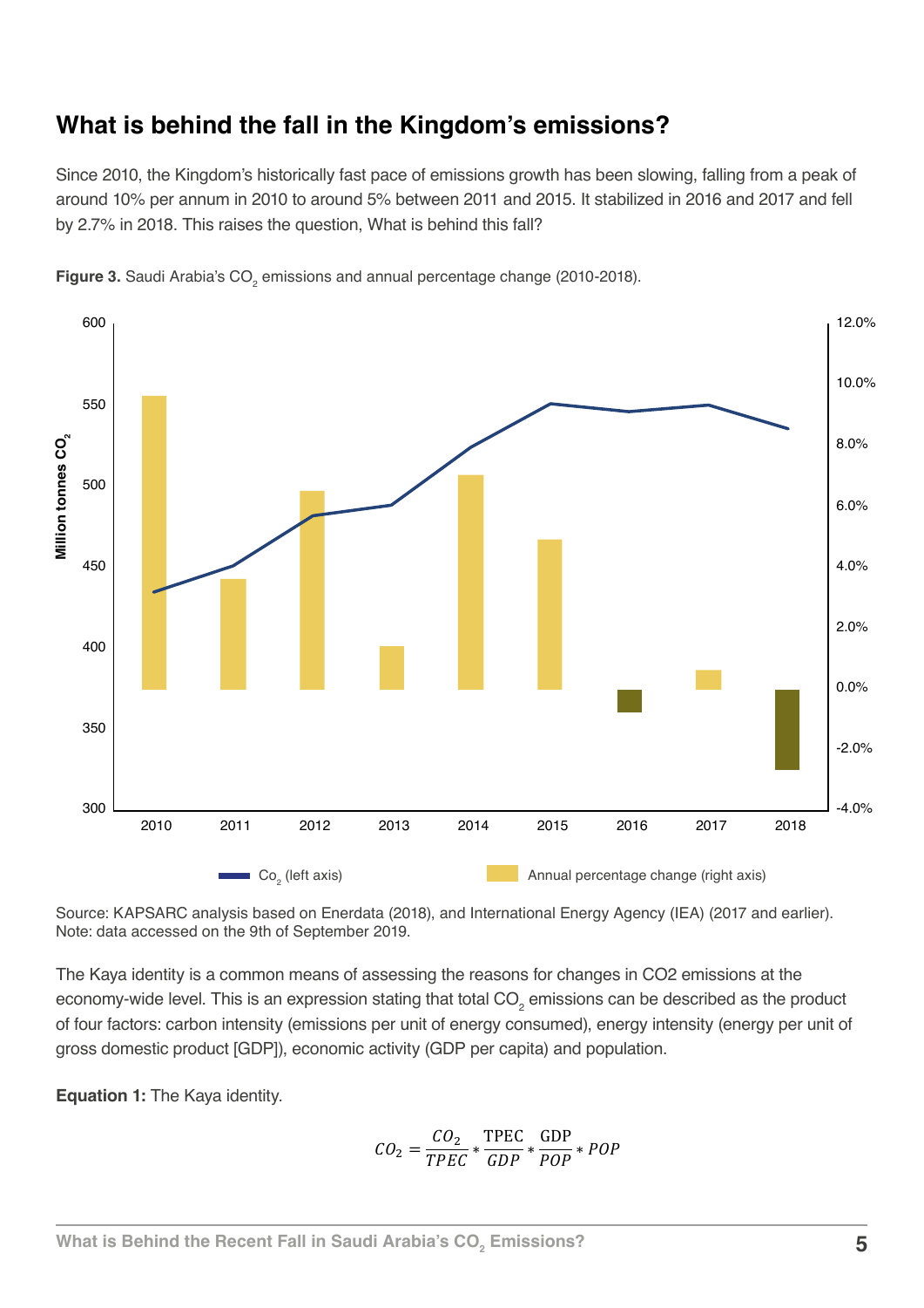## What is behind the fall in the Kingdom's emissions?

Since 2010, the Kingdom's historically fast pace of emissions growth has been slowing, falling from a peak of around 10% per annum in 2010 to around 5% between 2011 and 2015. It stabilized in 2016 and 2017 and fell by 2.7% in 2018. This raises the question, What is behind this fall?

**Figure 3.** Saudi Arabia's $CO_2$ emissions and annual percentage change (2010-2018).

Source: KAPSARC analysis based on Enerdata (2018), and International Energy Agency (IEA) (2017 and earlier).
Note: data accessed on the 9th of September 2019.

The Kaya identity is a common means of assessing the reasons for changes in CO2 emissions at the economy-wide level. This is an expression stating that total $CO_2$ emissions can be described as the product of four factors: carbon intensity (emissions per unit of energy consumed), energy intensity (energy per unit of gross domestic product [GDP]), economic activity (GDP per capita) and population.

**Equation 1:** The Kaya identity.

$$CO_2 = \frac{CO_2}{TPEC} * \frac{\text{TPEC}}{GDP} * \frac{\text{GDP}}{POP} * POP$$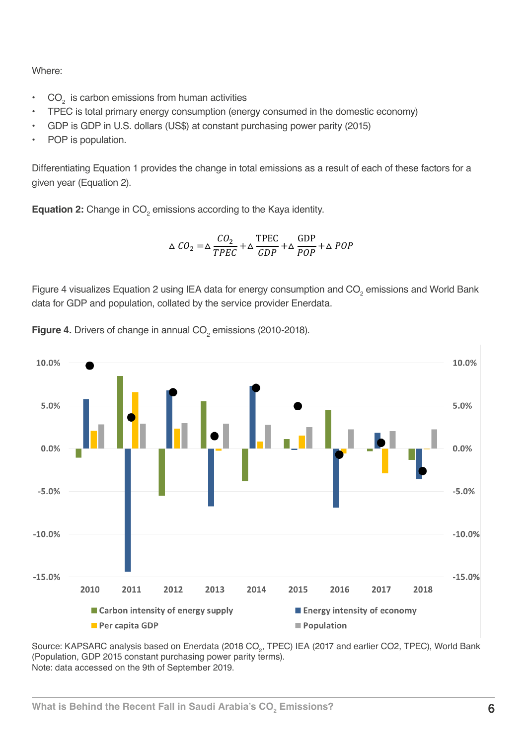Where:

- $CO_2$ is carbon emissions from human activities
- TPEC is total primary energy consumption (energy consumed in the domestic economy)
- GDP is GDP in U.S. dollars (US$) at constant purchasing power parity (2015)
- POP is population.

Differentiating Equation 1 provides the change in total emissions as a result of each of these factors for a given year (Equation 2).

**Equation 2:** Change in $CO_2$ emissions according to the Kaya identity.

$$\Delta\, CO_2 = \Delta \frac{CO_2}{TPEC} + \Delta \frac{\mathrm{TPEC}}{GDP} + \Delta \frac{\mathrm{GDP}}{POP} + \Delta\, POP$$

Figure 4 visualizes Equation 2 using IEA data for energy consumption and $CO_2$ emissions and World Bank data for GDP and population, collated by the service provider Enerdata.

**Figure 4.** Drivers of change in annual $CO_2$ emissions (2010-2018).

Source: KAPSARC analysis based on Enerdata (2018 $CO_2$, TPEC) IEA (2017 and earlier CO2, TPEC), World Bank (Population, GDP 2015 constant purchasing power parity terms).
Note: data accessed on the 9th of September 2019.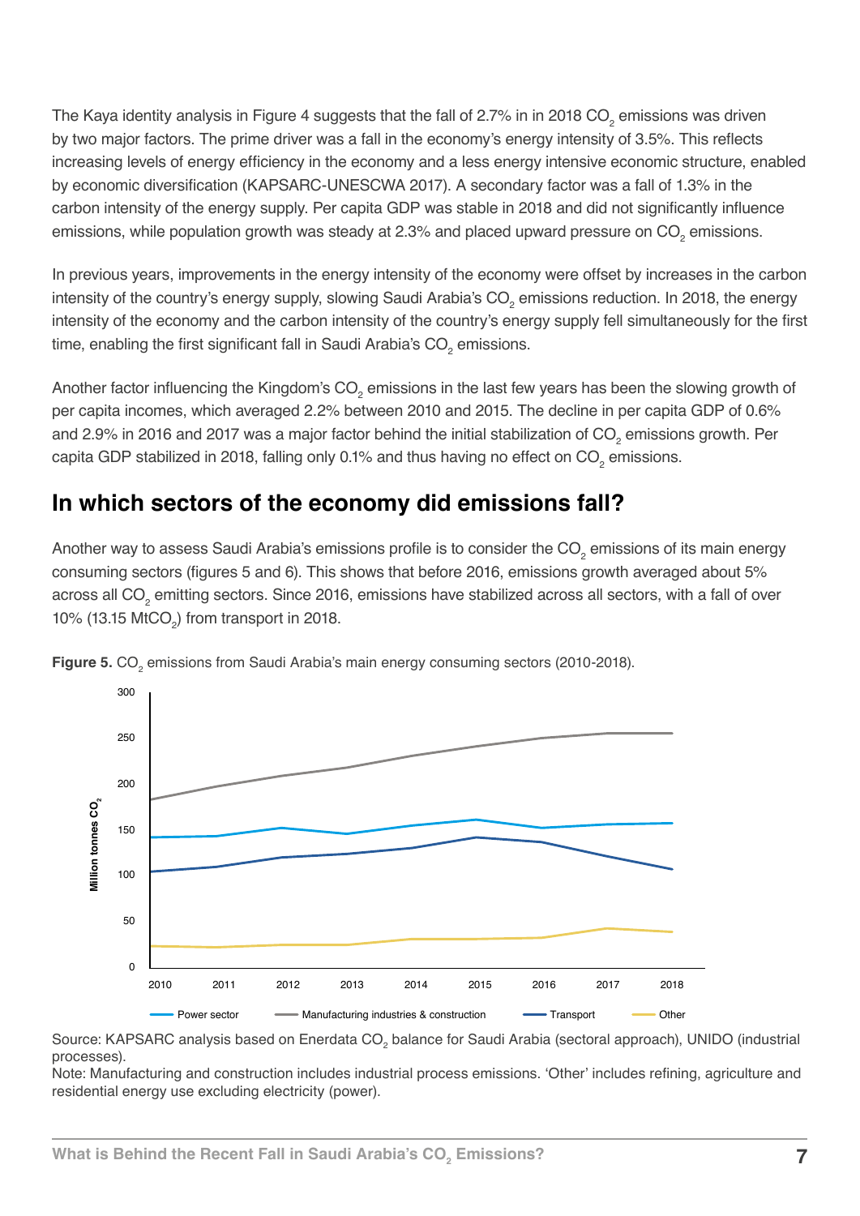The Kaya identity analysis in Figure 4 suggests that the fall of 2.7% in in 2018 $CO_2$ emissions was driven by two major factors. The prime driver was a fall in the economy's energy intensity of 3.5%. This reflects increasing levels of energy efficiency in the economy and a less energy intensive economic structure, enabled by economic diversification (KAPSARC-UNESCWA 2017). A secondary factor was a fall of 1.3% in the carbon intensity of the energy supply. Per capita GDP was stable in 2018 and did not significantly influence emissions, while population growth was steady at 2.3% and placed upward pressure on $CO_2$ emissions.

In previous years, improvements in the energy intensity of the economy were offset by increases in the carbon intensity of the country's energy supply, slowing Saudi Arabia's $CO_2$ emissions reduction. In 2018, the energy intensity of the economy and the carbon intensity of the country's energy supply fell simultaneously for the first time, enabling the first significant fall in Saudi Arabia's $CO_2$ emissions.

Another factor influencing the Kingdom's $CO_2$ emissions in the last few years has been the slowing growth of per capita incomes, which averaged 2.2% between 2010 and 2015. The decline in per capita GDP of 0.6% and 2.9% in 2016 and 2017 was a major factor behind the initial stabilization of $CO_2$ emissions growth. Per capita GDP stabilized in 2018, falling only 0.1% and thus having no effect on $CO_2$ emissions.

## In which sectors of the economy did emissions fall?

Another way to assess Saudi Arabia's emissions profile is to consider the $CO_2$ emissions of its main energy consuming sectors (figures 5 and 6). This shows that before 2016, emissions growth averaged about 5% across all $CO_2$ emitting sectors. Since 2016, emissions have stabilized across all sectors, with a fall of over 10% (13.15 $MtCO_2$) from transport in 2018.

**Figure 5.** $CO_2$ emissions from Saudi Arabia's main energy consuming sectors (2010-2018).

Source: KAPSARC analysis based on Enerdata $CO_2$ balance for Saudi Arabia (sectoral approach), UNIDO (industrial processes).
Note: Manufacturing and construction includes industrial process emissions. 'Other' includes refining, agriculture and residential energy use excluding electricity (power).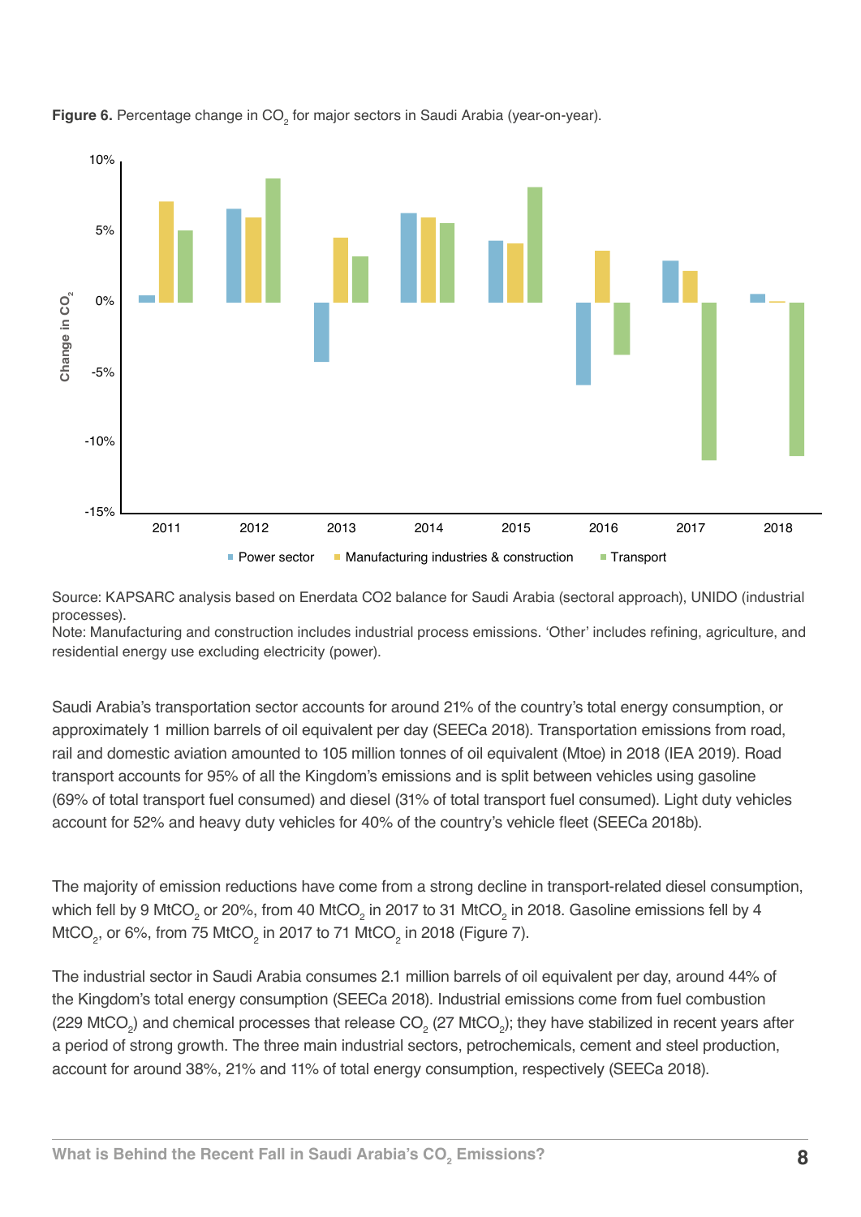**Figure 6.** Percentage change in $CO_2$ for major sectors in Saudi Arabia (year-on-year).

Source: KAPSARC analysis based on Enerdata CO2 balance for Saudi Arabia (sectoral approach), UNIDO (industrial processes).
Note: Manufacturing and construction includes industrial process emissions. 'Other' includes refining, agriculture, and residential energy use excluding electricity (power).

Saudi Arabia's transportation sector accounts for around 21% of the country's total energy consumption, or approximately 1 million barrels of oil equivalent per day (SEECa 2018). Transportation emissions from road, rail and domestic aviation amounted to 105 million tonnes of oil equivalent (Mtoe) in 2018 (IEA 2019). Road transport accounts for 95% of all the Kingdom's emissions and is split between vehicles using gasoline (69% of total transport fuel consumed) and diesel (31% of total transport fuel consumed). Light duty vehicles account for 52% and heavy duty vehicles for 40% of the country's vehicle fleet (SEECa 2018b).

The majority of emission reductions have come from a strong decline in transport-related diesel consumption, which fell by 9 $MtCO_2$ or 20%, from 40 $MtCO_2$ in 2017 to 31 $MtCO_2$ in 2018. Gasoline emissions fell by 4 $MtCO_2$, or 6%, from 75 $MtCO_2$ in 2017 to 71 $MtCO_2$ in 2018 (Figure 7).

The industrial sector in Saudi Arabia consumes 2.1 million barrels of oil equivalent per day, around 44% of the Kingdom's total energy consumption (SEECa 2018). Industrial emissions come from fuel combustion (229 $MtCO_2$) and chemical processes that release $CO_2$ (27 $MtCO_2$); they have stabilized in recent years after a period of strong growth. The three main industrial sectors, petrochemicals, cement and steel production, account for around 38%, 21% and 11% of total energy consumption, respectively (SEECa 2018).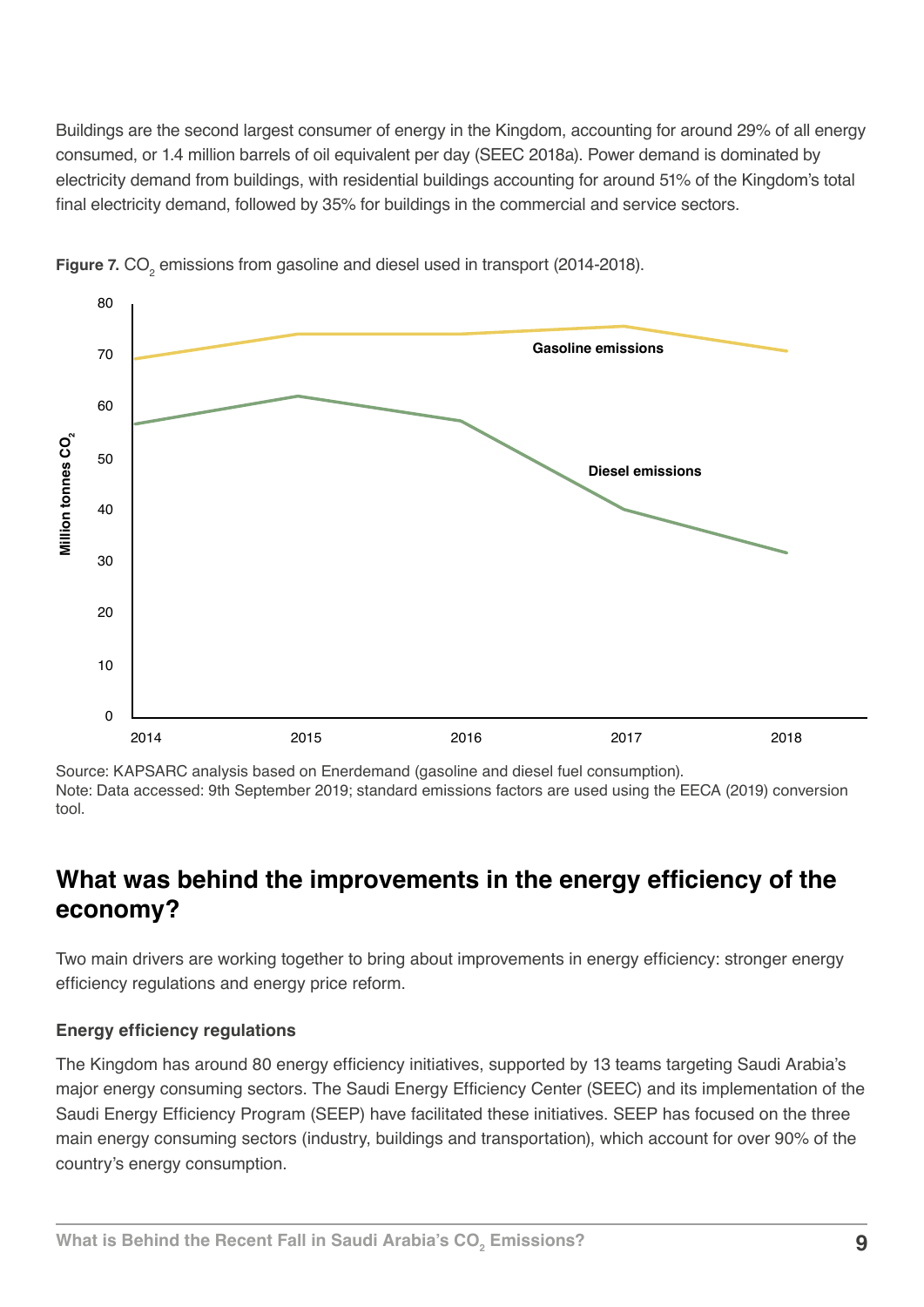Buildings are the second largest consumer of energy in the Kingdom, accounting for around 29% of all energy consumed, or 1.4 million barrels of oil equivalent per day (SEEC 2018a). Power demand is dominated by electricity demand from buildings, with residential buildings accounting for around 51% of the Kingdom's total final electricity demand, followed by 35% for buildings in the commercial and service sectors.

**Figure 7.** $CO_2$ emissions from gasoline and diesel used in transport (2014-2018).

Source: KAPSARC analysis based on Enerdemand (gasoline and diesel fuel consumption).
Note: Data accessed: 9th September 2019; standard emissions factors are used using the EECA (2019) conversion tool.

## What was behind the improvements in the energy efficiency of the economy?

Two main drivers are working together to bring about improvements in energy efficiency: stronger energy efficiency regulations and energy price reform.

### Energy efficiency regulations

The Kingdom has around 80 energy efficiency initiatives, supported by 13 teams targeting Saudi Arabia's major energy consuming sectors. The Saudi Energy Efficiency Center (SEEC) and its implementation of the Saudi Energy Efficiency Program (SEEP) have facilitated these initiatives. SEEP has focused on the three main energy consuming sectors (industry, buildings and transportation), which account for over 90% of the country's energy consumption.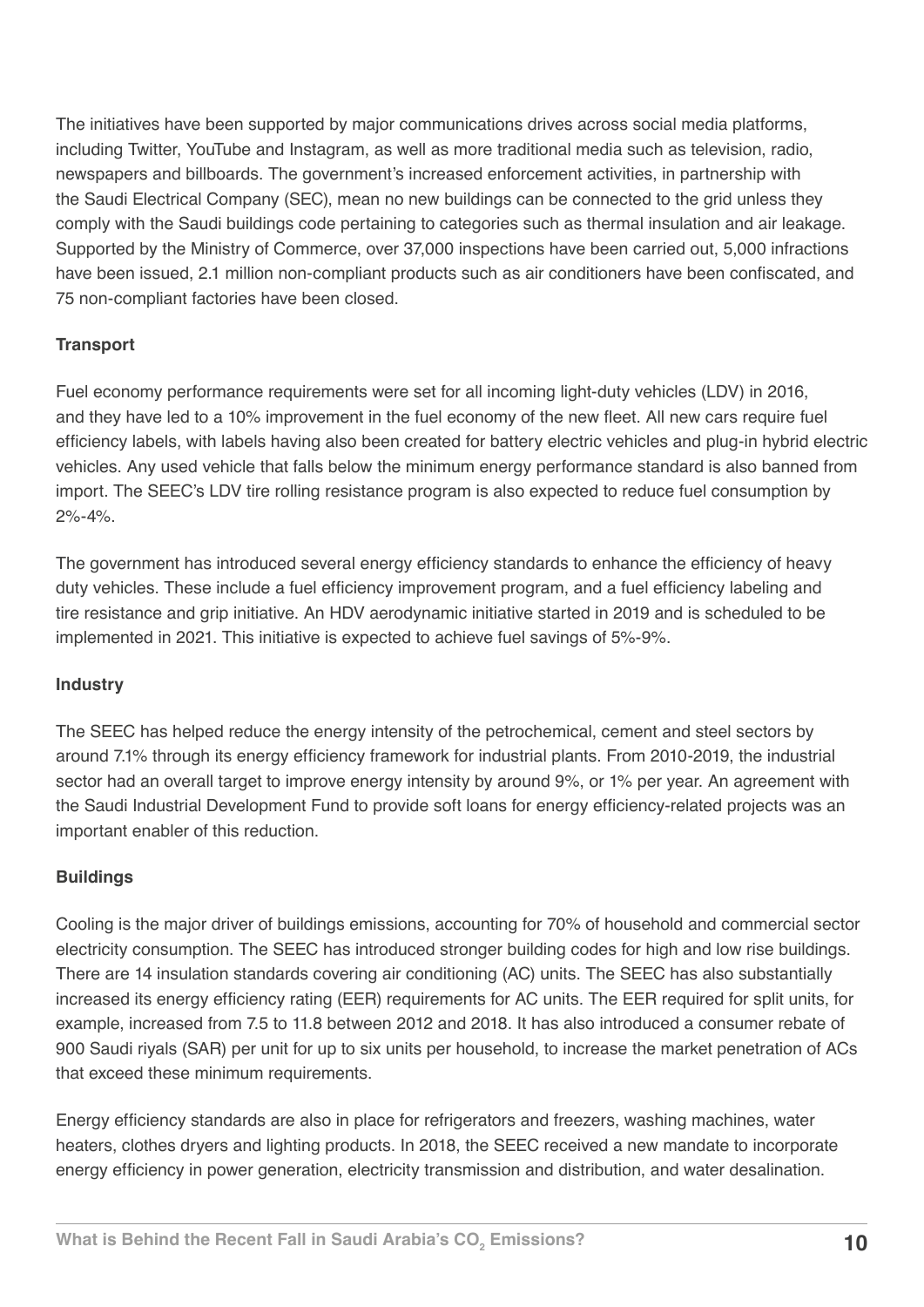The initiatives have been supported by major communications drives across social media platforms, including Twitter, YouTube and Instagram, as well as more traditional media such as television, radio, newspapers and billboards. The government's increased enforcement activities, in partnership with the Saudi Electrical Company (SEC), mean no new buildings can be connected to the grid unless they comply with the Saudi buildings code pertaining to categories such as thermal insulation and air leakage. Supported by the Ministry of Commerce, over 37,000 inspections have been carried out, 5,000 infractions have been issued, 2.1 million non-compliant products such as air conditioners have been confiscated, and 75 non-compliant factories have been closed.

**Transport**

Fuel economy performance requirements were set for all incoming light-duty vehicles (LDV) in 2016, and they have led to a 10% improvement in the fuel economy of the new fleet. All new cars require fuel efficiency labels, with labels having also been created for battery electric vehicles and plug-in hybrid electric vehicles. Any used vehicle that falls below the minimum energy performance standard is also banned from import. The SEEC's LDV tire rolling resistance program is also expected to reduce fuel consumption by 2%-4%.

The government has introduced several energy efficiency standards to enhance the efficiency of heavy duty vehicles. These include a fuel efficiency improvement program, and a fuel efficiency labeling and tire resistance and grip initiative. An HDV aerodynamic initiative started in 2019 and is scheduled to be implemented in 2021. This initiative is expected to achieve fuel savings of 5%-9%.

**Industry**

The SEEC has helped reduce the energy intensity of the petrochemical, cement and steel sectors by around 7.1% through its energy efficiency framework for industrial plants. From 2010-2019, the industrial sector had an overall target to improve energy intensity by around 9%, or 1% per year. An agreement with the Saudi Industrial Development Fund to provide soft loans for energy efficiency-related projects was an important enabler of this reduction.

**Buildings**

Cooling is the major driver of buildings emissions, accounting for 70% of household and commercial sector electricity consumption. The SEEC has introduced stronger building codes for high and low rise buildings. There are 14 insulation standards covering air conditioning (AC) units. The SEEC has also substantially increased its energy efficiency rating (EER) requirements for AC units. The EER required for split units, for example, increased from 7.5 to 11.8 between 2012 and 2018. It has also introduced a consumer rebate of 900 Saudi riyals (SAR) per unit for up to six units per household, to increase the market penetration of ACs that exceed these minimum requirements.

Energy efficiency standards are also in place for refrigerators and freezers, washing machines, water heaters, clothes dryers and lighting products. In 2018, the SEEC received a new mandate to incorporate energy efficiency in power generation, electricity transmission and distribution, and water desalination.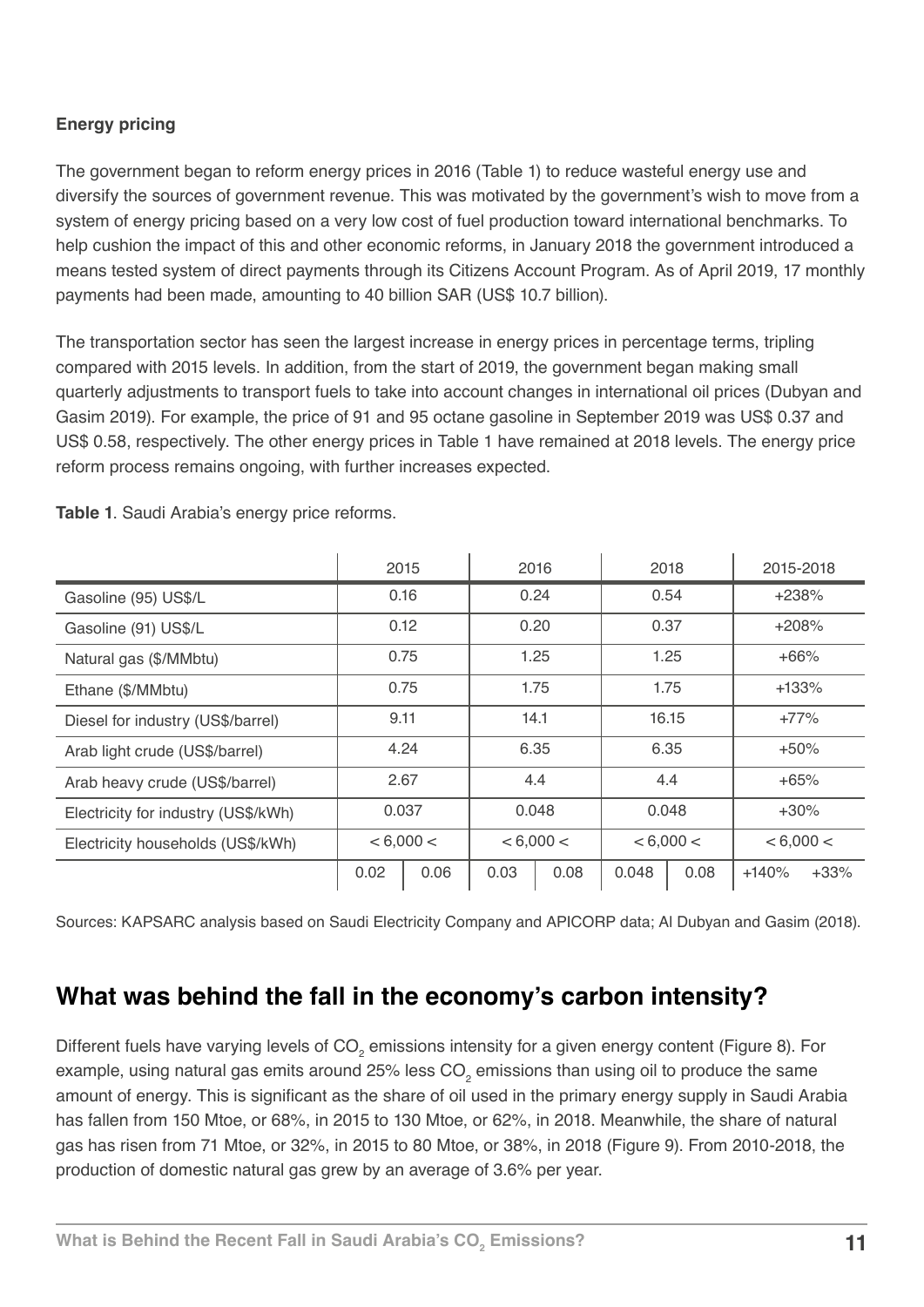**Energy pricing**

The government began to reform energy prices in 2016 (Table 1) to reduce wasteful energy use and diversify the sources of government revenue. This was motivated by the government's wish to move from a system of energy pricing based on a very low cost of fuel production toward international benchmarks. To help cushion the impact of this and other economic reforms, in January 2018 the government introduced a means tested system of direct payments through its Citizens Account Program. As of April 2019, 17 monthly payments had been made, amounting to 40 billion SAR (US$ 10.7 billion).

The transportation sector has seen the largest increase in energy prices in percentage terms, tripling compared with 2015 levels. In addition, from the start of 2019, the government began making small quarterly adjustments to transport fuels to take into account changes in international oil prices (Dubyan and Gasim 2019). For example, the price of 91 and 95 octane gasoline in September 2019 was US$ 0.37 and US$ 0.58, respectively. The other energy prices in Table 1 have remained at 2018 levels. The energy price reform process remains ongoing, with further increases expected.

**Table 1**. Saudi Arabia's energy price reforms.

| | 2015 | | 2016 | | 2018 | | 2015-2018 | |
|---|---|---|---|---|---|---|---|---|
| Gasoline (95) US$/L | 0.16 | | 0.24 | | 0.54 | | +238% | |
| Gasoline (91) US$/L | 0.12 | | 0.20 | | 0.37 | | +208% | |
| Natural gas ($/MMbtu) | 0.75 | | 1.25 | | 1.25 | | +66% | |
| Ethane ($/MMbtu) | 0.75 | | 1.75 | | 1.75 | | +133% | |
| Diesel for industry (US$/barrel) | 9.11 | | 14.1 | | 16.15 | | +77% | |
| Arab light crude (US$/barrel) | 4.24 | | 6.35 | | 6.35 | | +50% | |
| Arab heavy crude (US$/barrel) | 2.67 | | 4.4 | | 4.4 | | +65% | |
| Electricity for industry (US$/kWh) | 0.037 | | 0.048 | | 0.048 | | +30% | |
| Electricity households (US$/kWh) | < 6,000 < | | < 6,000 < | | < 6,000 < | | < 6,000 < | |
| | 0.02 | 0.06 | 0.03 | 0.08 | 0.048 | 0.08 | +140% | +33% |

Sources: KAPSARC analysis based on Saudi Electricity Company and APICORP data; Al Dubyan and Gasim (2018).

## What was behind the fall in the economy's carbon intensity?

Different fuels have varying levels of $CO_2$ emissions intensity for a given energy content (Figure 8). For example, using natural gas emits around 25% less $CO_2$ emissions than using oil to produce the same amount of energy. This is significant as the share of oil used in the primary energy supply in Saudi Arabia has fallen from 150 Mtoe, or 68%, in 2015 to 130 Mtoe, or 62%, in 2018. Meanwhile, the share of natural gas has risen from 71 Mtoe, or 32%, in 2015 to 80 Mtoe, or 38%, in 2018 (Figure 9). From 2010-2018, the production of domestic natural gas grew by an average of 3.6% per year.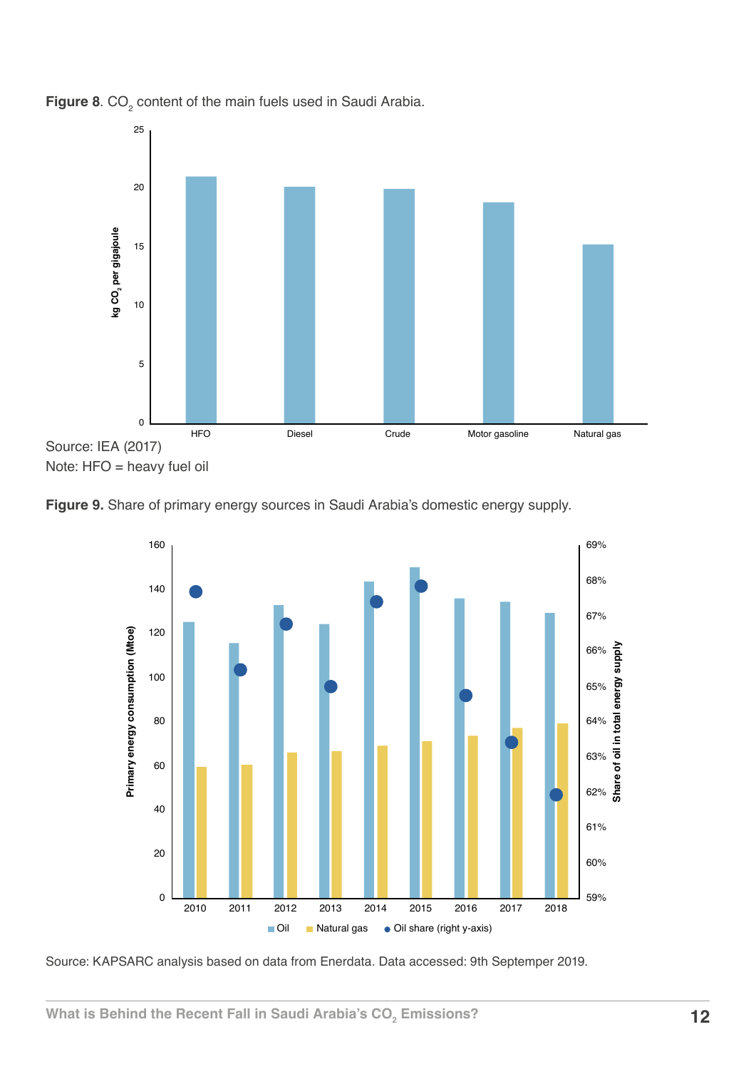**Figure 8**. $CO_2$ content of the main fuels used in Saudi Arabia.

Source: IEA (2017)

Note: HFO = heavy fuel oil

**Figure 9.** Share of primary energy sources in Saudi Arabia's domestic energy supply.

Source: KAPSARC analysis based on data from Enerdata. Data accessed: 9th Septemper 2019.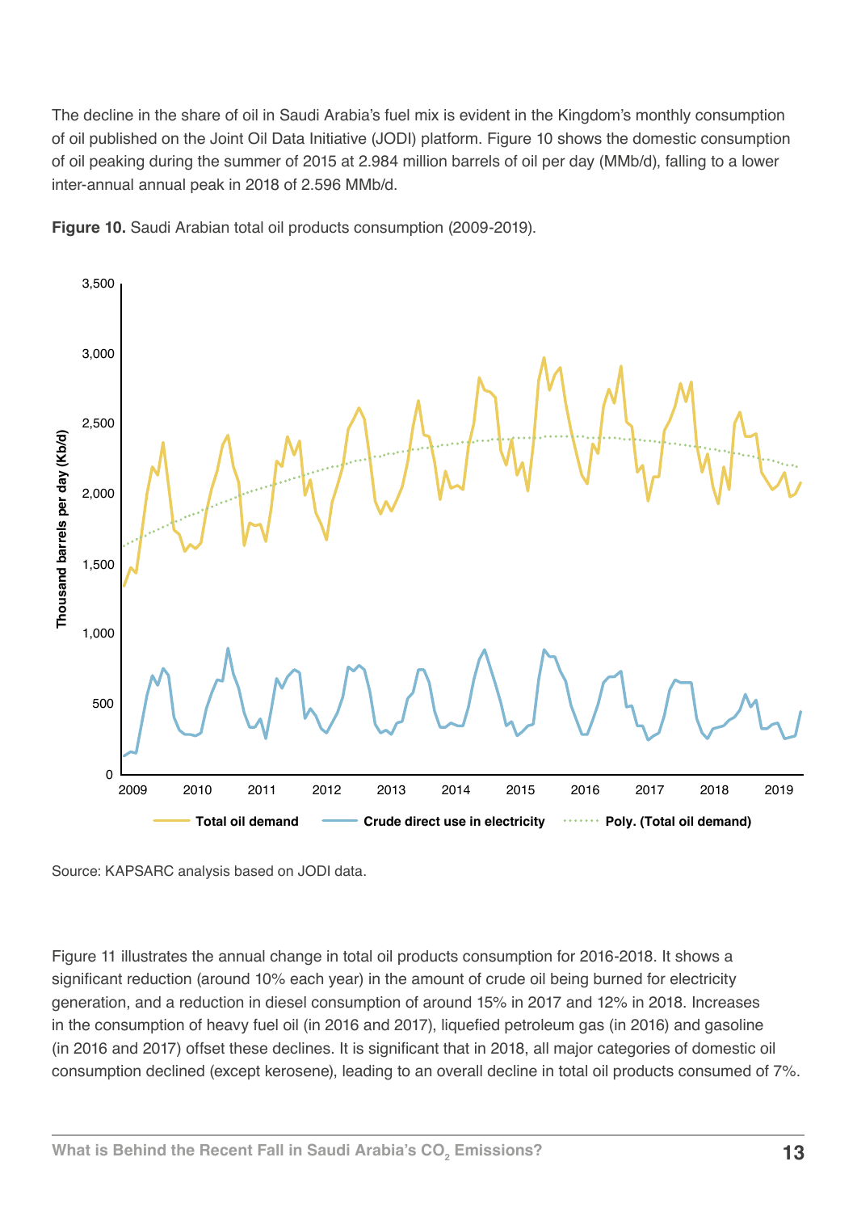The decline in the share of oil in Saudi Arabia's fuel mix is evident in the Kingdom's monthly consumption of oil published on the Joint Oil Data Initiative (JODI) platform. Figure 10 shows the domestic consumption of oil peaking during the summer of 2015 at 2.984 million barrels of oil per day (MMb/d), falling to a lower inter-annual annual peak in 2018 of 2.596 MMb/d.

**Figure 10.** Saudi Arabian total oil products consumption (2009-2019).

Source: KAPSARC analysis based on JODI data.

Figure 11 illustrates the annual change in total oil products consumption for 2016-2018. It shows a significant reduction (around 10% each year) in the amount of crude oil being burned for electricity generation, and a reduction in diesel consumption of around 15% in 2017 and 12% in 2018. Increases in the consumption of heavy fuel oil (in 2016 and 2017), liquefied petroleum gas (in 2016) and gasoline (in 2016 and 2017) offset these declines. It is significant that in 2018, all major categories of domestic oil consumption declined (except kerosene), leading to an overall decline in total oil products consumed of 7%.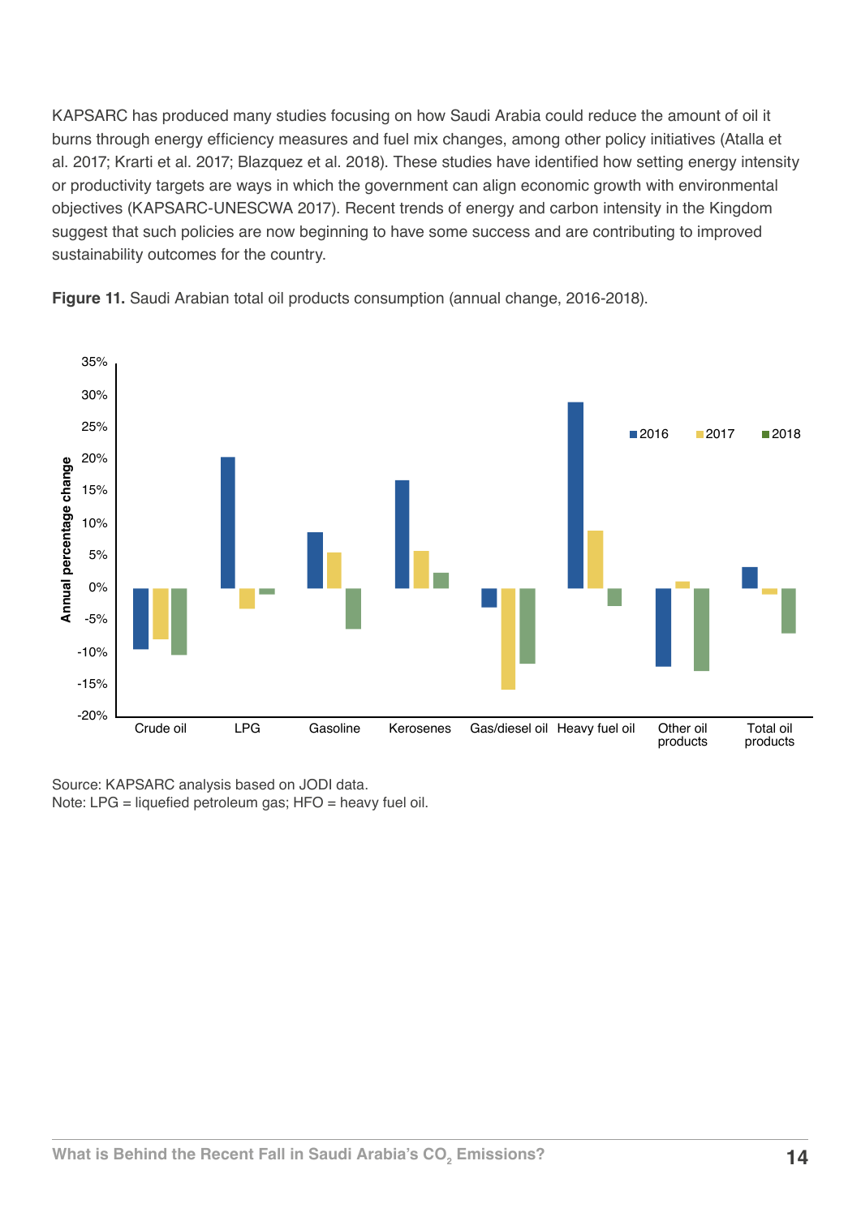KAPSARC has produced many studies focusing on how Saudi Arabia could reduce the amount of oil it burns through energy efficiency measures and fuel mix changes, among other policy initiatives (Atalla et al. 2017; Krarti et al. 2017; Blazquez et al. 2018). These studies have identified how setting energy intensity or productivity targets are ways in which the government can align economic growth with environmental objectives (KAPSARC-UNESCWA 2017). Recent trends of energy and carbon intensity in the Kingdom suggest that such policies are now beginning to have some success and are contributing to improved sustainability outcomes for the country.

**Figure 11.** Saudi Arabian total oil products consumption (annual change, 2016-2018).

Source: KAPSARC analysis based on JODI data.
Note: LPG = liquefied petroleum gas; HFO = heavy fuel oil.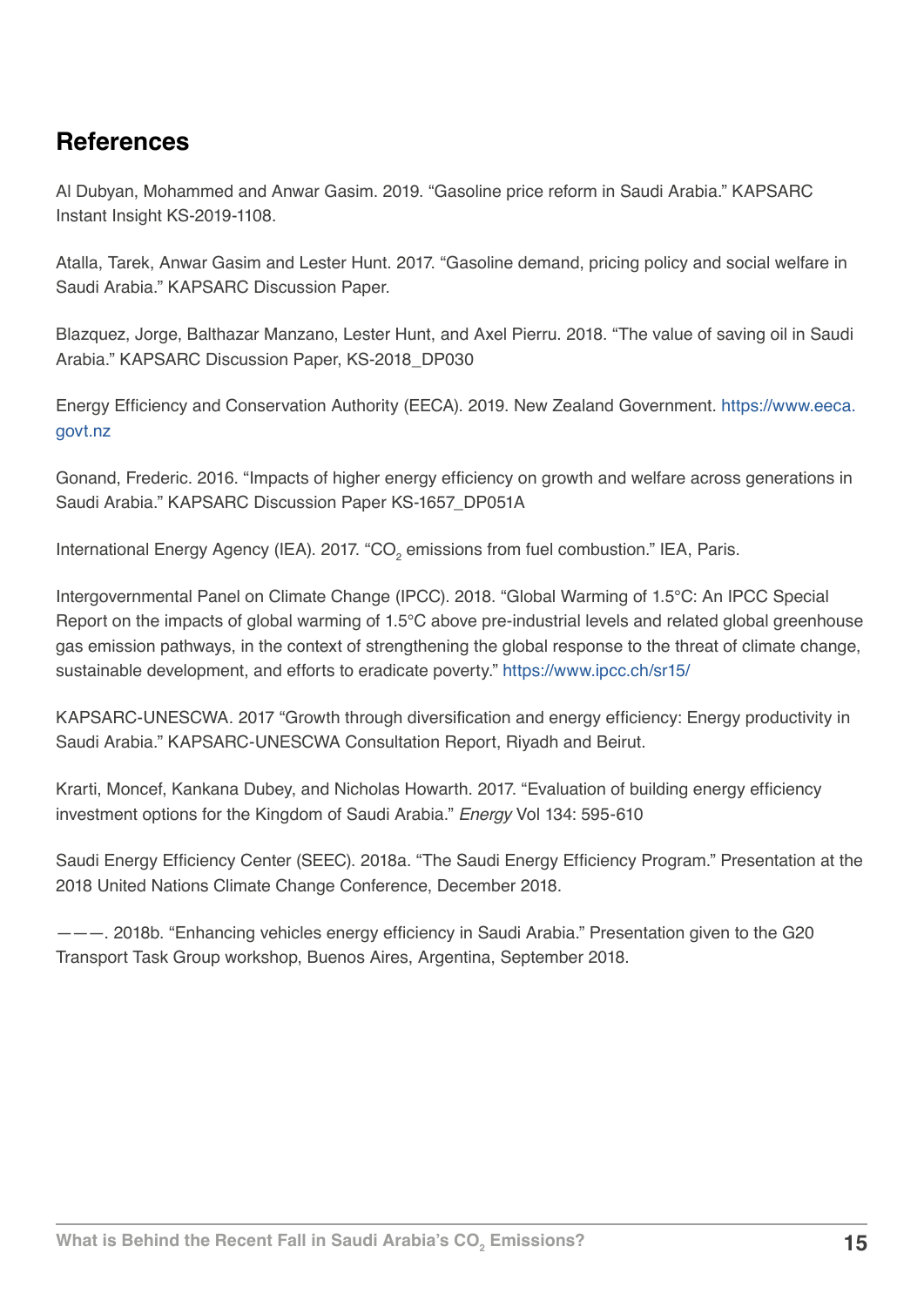## References

Al Dubyan, Mohammed and Anwar Gasim. 2019. "Gasoline price reform in Saudi Arabia." KAPSARC Instant Insight KS-2019-1108.

Atalla, Tarek, Anwar Gasim and Lester Hunt. 2017. "Gasoline demand, pricing policy and social welfare in Saudi Arabia." KAPSARC Discussion Paper.

Blazquez, Jorge, Balthazar Manzano, Lester Hunt, and Axel Pierru. 2018. "The value of saving oil in Saudi Arabia." KAPSARC Discussion Paper, KS-2018_DP030

Energy Efficiency and Conservation Authority (EECA). 2019. New Zealand Government. https://www.eeca.govt.nz

Gonand, Frederic. 2016. "Impacts of higher energy efficiency on growth and welfare across generations in Saudi Arabia." KAPSARC Discussion Paper KS-1657_DP051A

International Energy Agency (IEA). 2017. "$CO_2$ emissions from fuel combustion." IEA, Paris.

Intergovernmental Panel on Climate Change (IPCC). 2018. "Global Warming of 1.5°C: An IPCC Special Report on the impacts of global warming of 1.5°C above pre-industrial levels and related global greenhouse gas emission pathways, in the context of strengthening the global response to the threat of climate change, sustainable development, and efforts to eradicate poverty." https://www.ipcc.ch/sr15/

KAPSARC-UNESCWA. 2017 "Growth through diversification and energy efficiency: Energy productivity in Saudi Arabia." KAPSARC-UNESCWA Consultation Report, Riyadh and Beirut.

Krarti, Moncef, Kankana Dubey, and Nicholas Howarth. 2017. "Evaluation of building energy efficiency investment options for the Kingdom of Saudi Arabia." *Energy* Vol 134: 595-610

Saudi Energy Efficiency Center (SEEC). 2018a. "The Saudi Energy Efficiency Program." Presentation at the 2018 United Nations Climate Change Conference, December 2018.

———. 2018b. "Enhancing vehicles energy efficiency in Saudi Arabia." Presentation given to the G20 Transport Task Group workshop, Buenos Aires, Argentina, September 2018.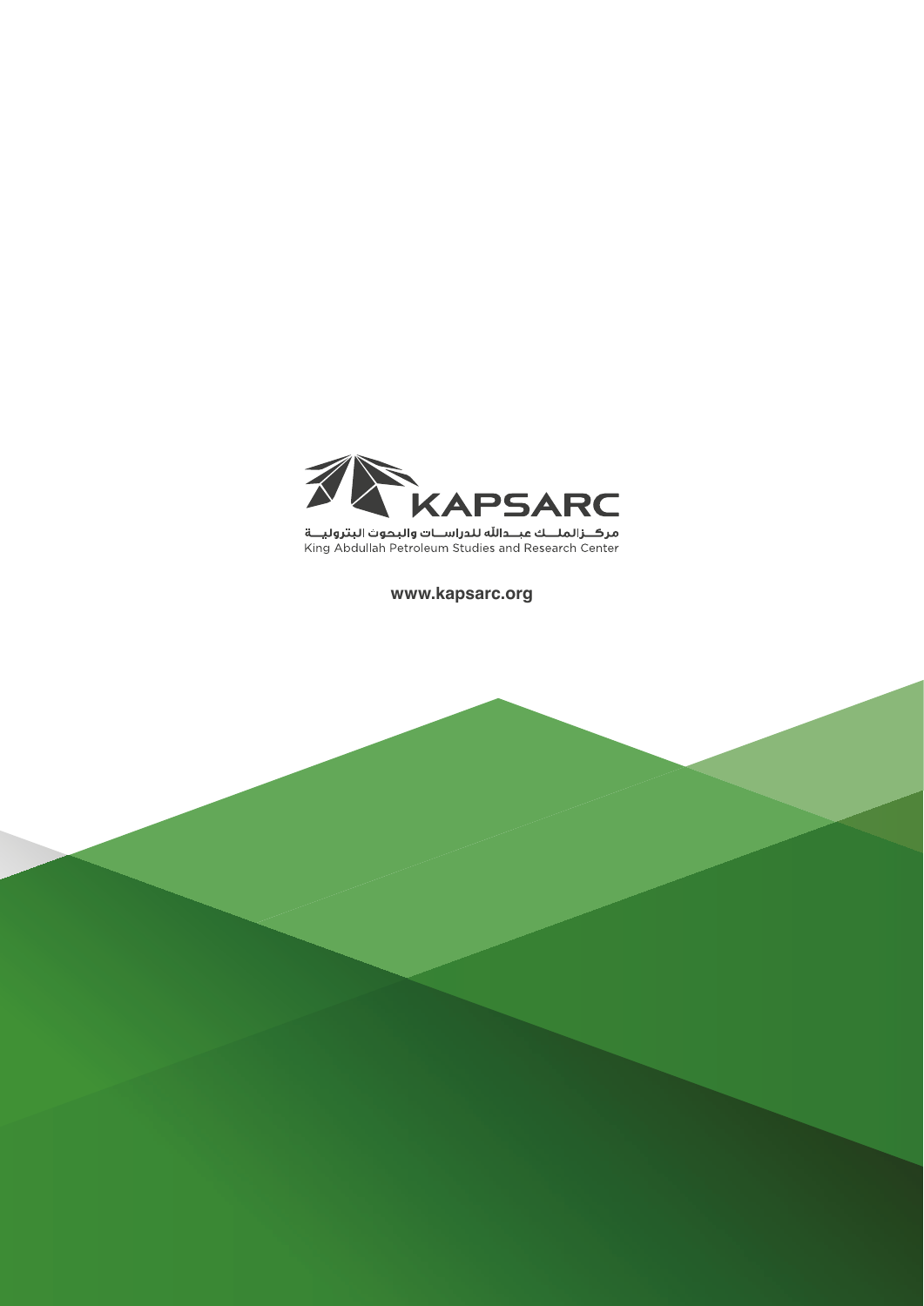KAPSARC

مركز الملك عبدالله للدراسات والبحوث البترولية

King Abdullah Petroleum Studies and Research Center

www.kapsarc.org